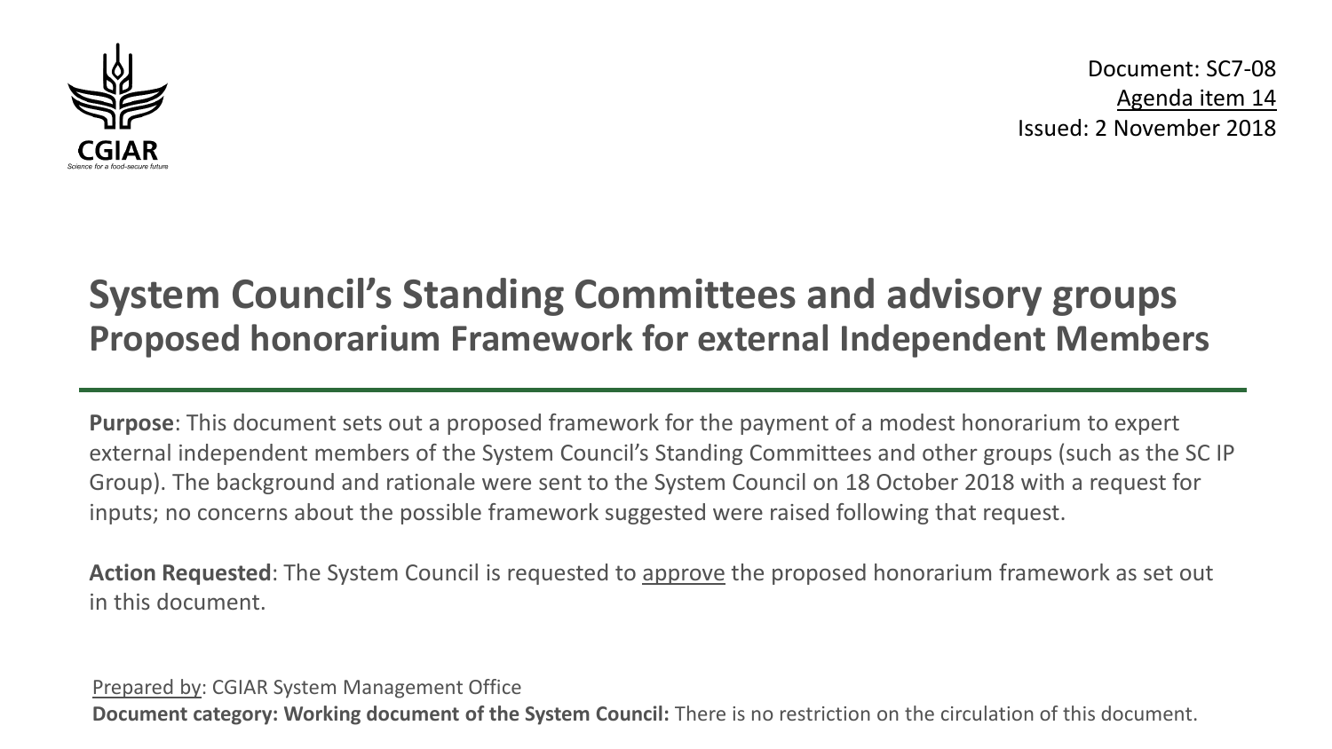Document: SC7-08
Agenda item 14
Issued: 2 November 2018

# System Council's Standing Committees and advisory groups
## Proposed honorarium Framework for external Independent Members

**Purpose**: This document sets out a proposed framework for the payment of a modest honorarium to expert external independent members of the System Council's Standing Committees and other groups (such as the SC IP Group). The background and rationale were sent to the System Council on 18 October 2018 with a request for inputs; no concerns about the possible framework suggested were raised following that request.

**Action Requested**: The System Council is requested to approve the proposed honorarium framework as set out in this document.

Prepared by: CGIAR System Management Office
**Document category: Working document of the System Council:** There is no restriction on the circulation of this document.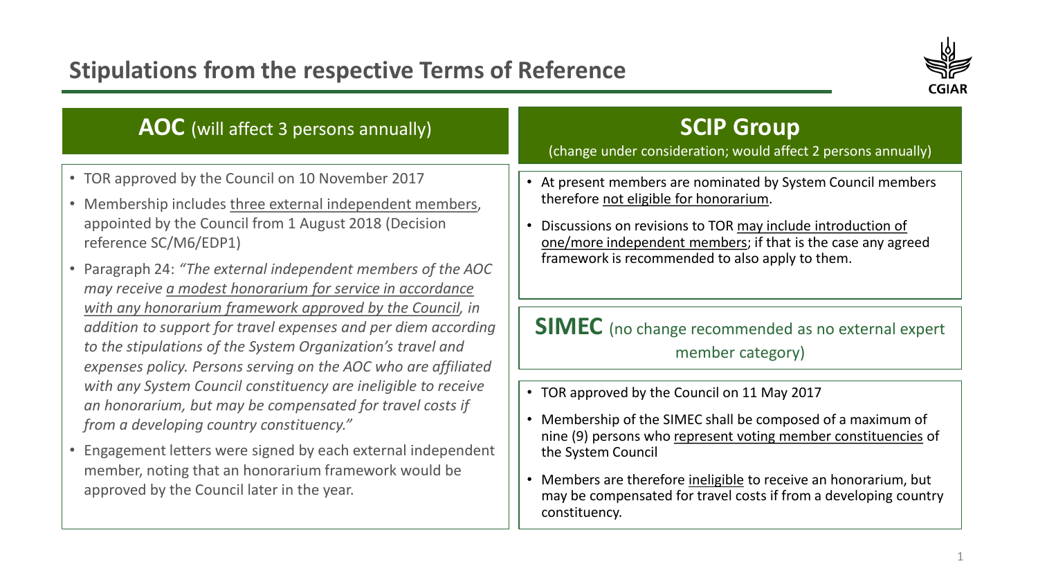# Stipulations from the respective Terms of Reference

## **AOC** (will affect 3 persons annually)

- TOR approved by the Council on 10 November 2017
- Membership includes three external independent members, appointed by the Council from 1 August 2018 (Decision reference SC/M6/EDP1)
- Paragraph 24: *"The external independent members of the AOC may receive a modest honorarium for service in accordance with any honorarium framework approved by the Council, in addition to support for travel expenses and per diem according to the stipulations of the System Organization's travel and expenses policy. Persons serving on the AOC who are affiliated with any System Council constituency are ineligible to receive an honorarium, but may be compensated for travel costs if from a developing country constituency."*
- Engagement letters were signed by each external independent member, noting that an honorarium framework would be approved by the Council later in the year.

## **SCIP Group**

(change under consideration; would affect 2 persons annually)

- At present members are nominated by System Council members therefore not eligible for honorarium.
- Discussions on revisions to TOR may include introduction of one/more independent members; if that is the case any agreed framework is recommended to also apply to them.

## **SIMEC** (no change recommended as no external expert member category)

- TOR approved by the Council on 11 May 2017
- Membership of the SIMEC shall be composed of a maximum of nine (9) persons who represent voting member constituencies of the System Council
- Members are therefore ineligible to receive an honorarium, but may be compensated for travel costs if from a developing country constituency.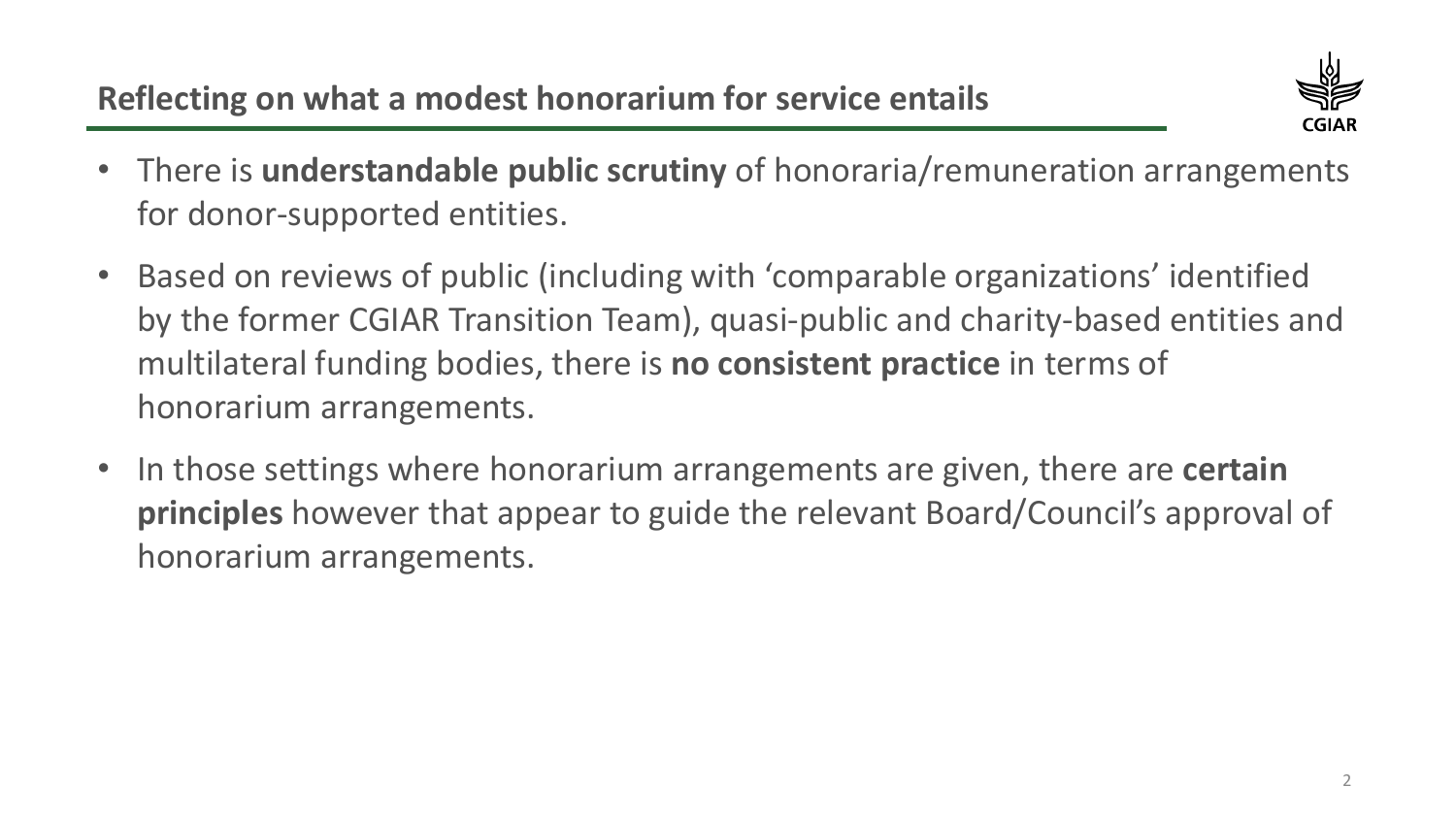## Reflecting on what a modest honorarium for service entails

- There is **understandable public scrutiny** of honoraria/remuneration arrangements for donor-supported entities.
- Based on reviews of public (including with 'comparable organizations' identified by the former CGIAR Transition Team), quasi-public and charity-based entities and multilateral funding bodies, there is **no consistent practice** in terms of honorarium arrangements.
- In those settings where honorarium arrangements are given, there are **certain principles** however that appear to guide the relevant Board/Council's approval of honorarium arrangements.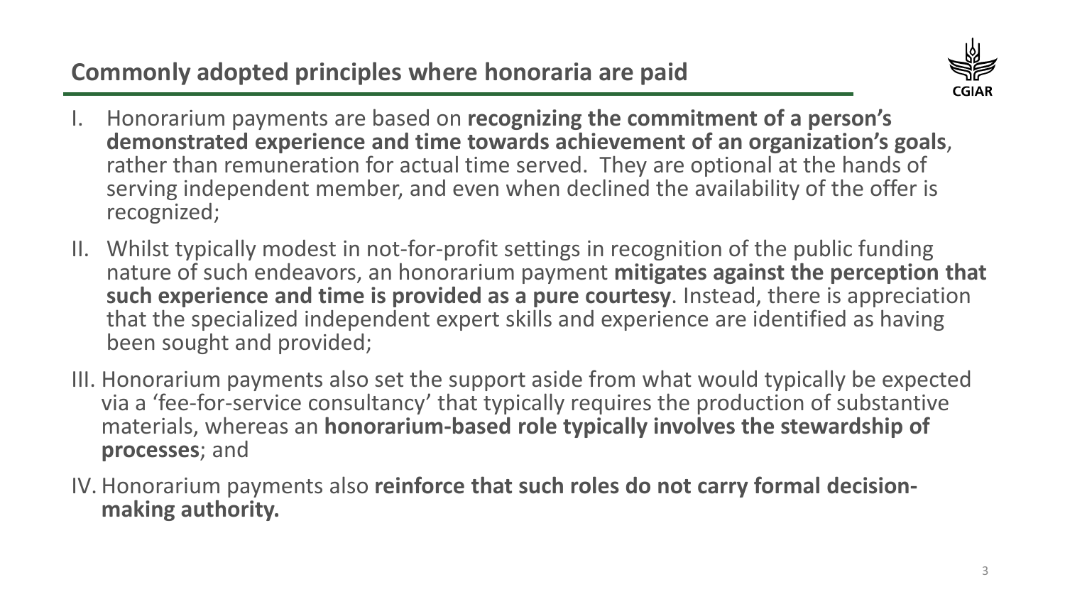## Commonly adopted principles where honoraria are paid

I. Honorarium payments are based on **recognizing the commitment of a person's demonstrated experience and time towards achievement of an organization's goals**, rather than remuneration for actual time served. They are optional at the hands of serving independent member, and even when declined the availability of the offer is recognized;

II. Whilst typically modest in not-for-profit settings in recognition of the public funding nature of such endeavors, an honorarium payment **mitigates against the perception that such experience and time is provided as a pure courtesy**. Instead, there is appreciation that the specialized independent expert skills and experience are identified as having been sought and provided;

III. Honorarium payments also set the support aside from what would typically be expected via a 'fee-for-service consultancy' that typically requires the production of substantive materials, whereas an **honorarium-based role typically involves the stewardship of processes**; and

IV. Honorarium payments also **reinforce that such roles do not carry formal decision-making authority.**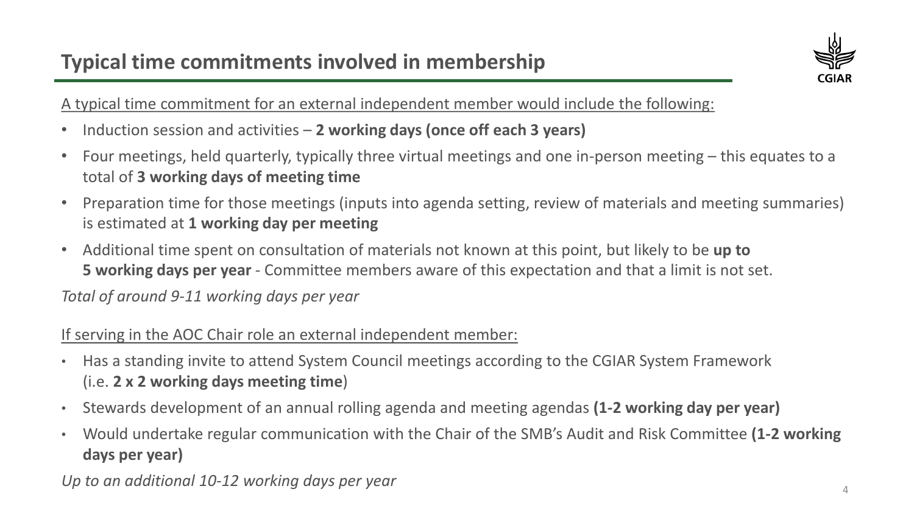## Typical time commitments involved in membership

A typical time commitment for an external independent member would include the following:

- Induction session and activities – **2 working days (once off each 3 years)**
- Four meetings, held quarterly, typically three virtual meetings and one in-person meeting – this equates to a total of **3 working days of meeting time**
- Preparation time for those meetings (inputs into agenda setting, review of materials and meeting summaries) is estimated at **1 working day per meeting**
- Additional time spent on consultation of materials not known at this point, but likely to be **up to 5 working days per year** - Committee members aware of this expectation and that a limit is not set.

*Total of around 9-11 working days per year*

If serving in the AOC Chair role an external independent member:

- Has a standing invite to attend System Council meetings according to the CGIAR System Framework (i.e. **2 x 2 working days meeting time**)
- Stewards development of an annual rolling agenda and meeting agendas **(1-2 working day per year)**
- Would undertake regular communication with the Chair of the SMB's Audit and Risk Committee **(1-2 working days per year)**

*Up to an additional 10-12 working days per year*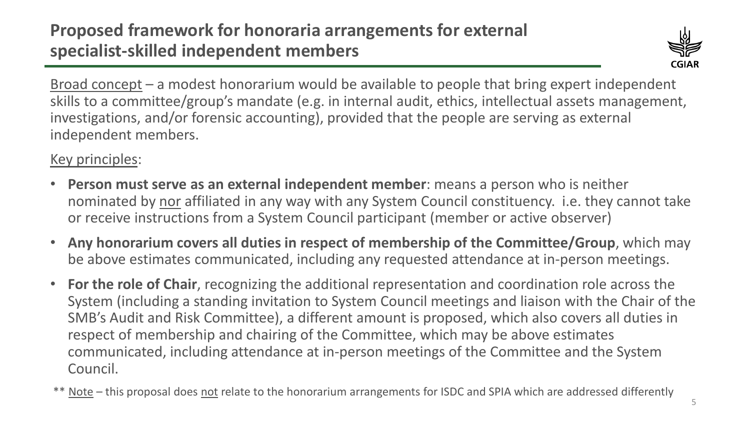# Proposed framework for honoraria arrangements for external specialist-skilled independent members

Broad concept – a modest honorarium would be available to people that bring expert independent skills to a committee/group's mandate (e.g. in internal audit, ethics, intellectual assets management, investigations, and/or forensic accounting), provided that the people are serving as external independent members.

Key principles:

- **Person must serve as an external independent member**: means a person who is neither nominated by nor affiliated in any way with any System Council constituency. i.e. they cannot take or receive instructions from a System Council participant (member or active observer)
- **Any honorarium covers all duties in respect of membership of the Committee/Group**, which may be above estimates communicated, including any requested attendance at in-person meetings.
- **For the role of Chair**, recognizing the additional representation and coordination role across the System (including a standing invitation to System Council meetings and liaison with the Chair of the SMB's Audit and Risk Committee), a different amount is proposed, which also covers all duties in respect of membership and chairing of the Committee, which may be above estimates communicated, including attendance at in-person meetings of the Committee and the System Council.

** Note – this proposal does not relate to the honorarium arrangements for ISDC and SPIA which are addressed differently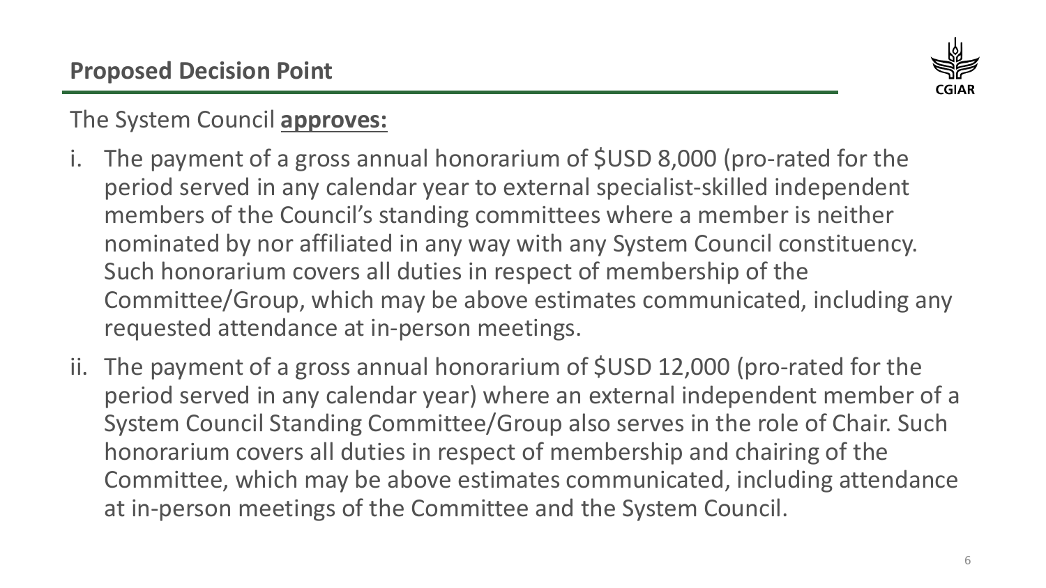## Proposed Decision Point

The System Council **approves:**

i. The payment of a gross annual honorarium of $USD 8,000 (pro-rated for the period served in any calendar year to external specialist-skilled independent members of the Council's standing committees where a member is neither nominated by nor affiliated in any way with any System Council constituency. Such honorarium covers all duties in respect of membership of the Committee/Group, which may be above estimates communicated, including any requested attendance at in-person meetings.

ii. The payment of a gross annual honorarium of $USD 12,000 (pro-rated for the period served in any calendar year) where an external independent member of a System Council Standing Committee/Group also serves in the role of Chair. Such honorarium covers all duties in respect of membership and chairing of the Committee, which may be above estimates communicated, including attendance at in-person meetings of the Committee and the System Council.